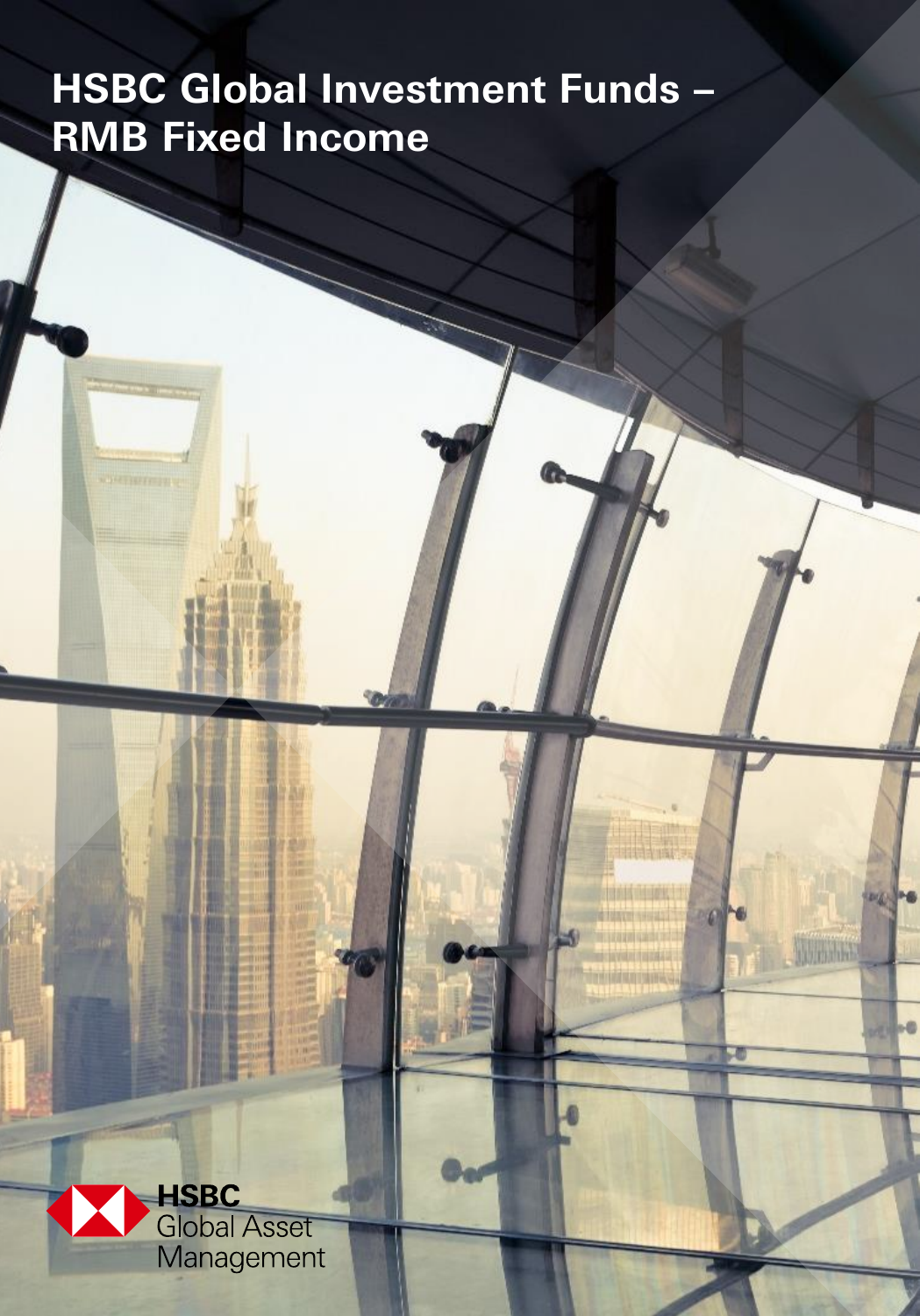# HSBC Global Investment Funds – RMB Fixed Income

HSBC
Global Asset
Management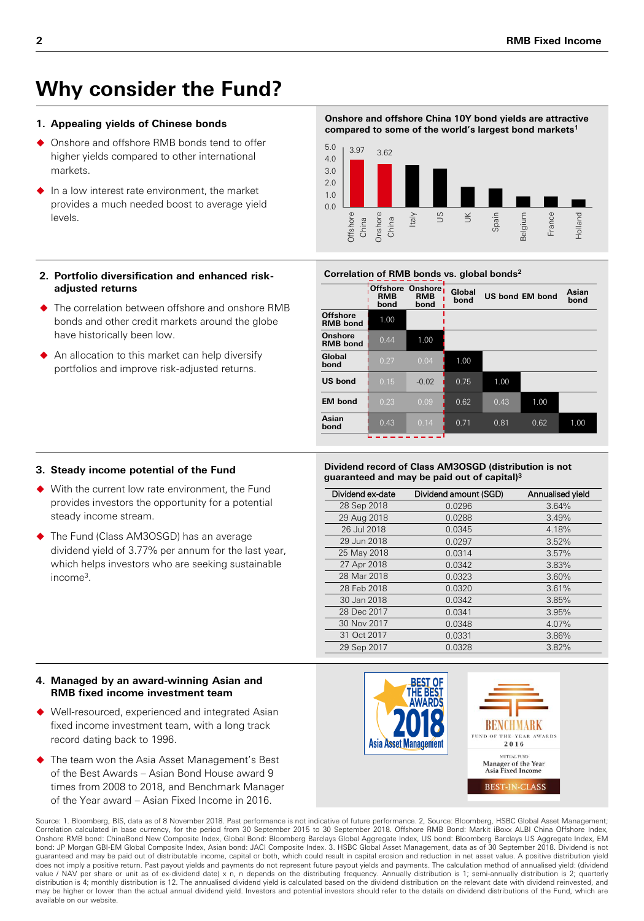# Why consider the Fund?

## 1. Appealing yields of Chinese bonds

- Onshore and offshore RMB bonds tend to offer higher yields compared to other international markets.
- In a low interest rate environment, the market provides a much needed boost to average yield levels.

**Onshore and offshore China 10Y bond yields are attractive compared to some of the world's largest bond markets[1]**

| Market | Yield |
|---|---|
| Offshore China | 3.97 |
| Onshore China | 3.62 |
| Italy | |
| US | |
| UK | |
| Spain | |
| Belgium | |
| France | |
| Holland | |

## 2. Portfolio diversification and enhanced risk-adjusted returns

- The correlation between offshore and onshore RMB bonds and other credit markets around the globe have historically been low.
- An allocation to this market can help diversify portfolios and improve risk-adjusted returns.

**Correlation of RMB bonds vs. global bonds[2]**

| | Offshore RMB bond | Onshore RMB bond | Global bond | US bond | EM bond | Asian bond |
|---|---|---|---|---|---|---|
| Offshore RMB bond | 1.00 | | | | | |
| Onshore RMB bond | 0.44 | 1.00 | | | | |
| Global bond | 0.27 | 0.04 | 1.00 | | | |
| US bond | 0.15 | -0.02 | 0.75 | 1.00 | | |
| EM bond | 0.23 | 0.09 | 0.62 | 0.43 | 1.00 | |
| Asian bond | 0.43 | 0.14 | 0.71 | 0.81 | 0.62 | 1.00 |

## 3. Steady income potential of the Fund

- With the current low rate environment, the Fund provides investors the opportunity for a potential steady income stream.
- The Fund (Class AM3OSGD) has an average dividend yield of 3.77% per annum for the last year, which helps investors who are seeking sustainable income[3].

**Dividend record of Class AM3OSGD (distribution is not guaranteed and may be paid out of capital)[3]**

| Dividend ex-date | Dividend amount (SGD) | Annualised yield |
|---|---|---|
| 28 Sep 2018 | 0.0296 | 3.64% |
| 29 Aug 2018 | 0.0288 | 3.49% |
| 26 Jul 2018 | 0.0345 | 4.18% |
| 29 Jun 2018 | 0.0297 | 3.52% |
| 25 May 2018 | 0.0314 | 3.57% |
| 27 Apr 2018 | 0.0342 | 3.83% |
| 28 Mar 2018 | 0.0323 | 3.60% |
| 28 Feb 2018 | 0.0320 | 3.61% |
| 30 Jan 2018 | 0.0342 | 3.85% |
| 28 Dec 2017 | 0.0341 | 3.95% |
| 30 Nov 2017 | 0.0348 | 4.07% |
| 31 Oct 2017 | 0.0331 | 3.86% |
| 29 Sep 2017 | 0.0328 | 3.82% |

## 4. Managed by an award-winning Asian and RMB fixed income investment team

- Well-resourced, experienced and integrated Asian fixed income investment team, with a long track record dating back to 1996.
- The team won the Asia Asset Management's Best of the Best Awards – Asian Bond House award 9 times from 2008 to 2018, and Benchmark Manager of the Year award – Asian Fixed Income in 2016.

Source: 1. Bloomberg, BIS, data as of 8 November 2018. Past performance is not indicative of future performance. 2, Source: Bloomberg, HSBC Global Asset Management; Correlation calculated in base currency, for the period from 30 September 2015 to 30 September 2018. Offshore RMB Bond: Markit iBoxx ALBI China Offshore Index, Onshore RMB bond: ChinaBond New Composite Index, Global Bond: Bloomberg Barclays Global Aggregate Index, US bond: Bloomberg Barclays US Aggregate Index, EM bond: JP Morgan GBI-EM Global Composite Index, Asian bond: JACI Composite Index. 3. HSBC Global Asset Management, data as of 30 September 2018. Dividend is not guaranteed and may be paid out of distributable income, capital or both, which could result in capital erosion and reduction in net asset value. A positive distribution yield does not imply a positive return. Past payout yields and payments do not represent future payout yields and payments. The calculation method of annualised yield: (dividend value / NAV per share or unit as of ex-dividend date) x n, n depends on the distributing frequency. Annually distribution is 1; semi-annually distribution is 2; quarterly distribution is 4; monthly distribution is 12. The annualised dividend yield is calculated based on the dividend distribution on the relevant date with dividend reinvested, and may be higher or lower than the actual annual dividend yield. Investors and potential investors should refer to the details on dividend distributions of the Fund, which are available on our website.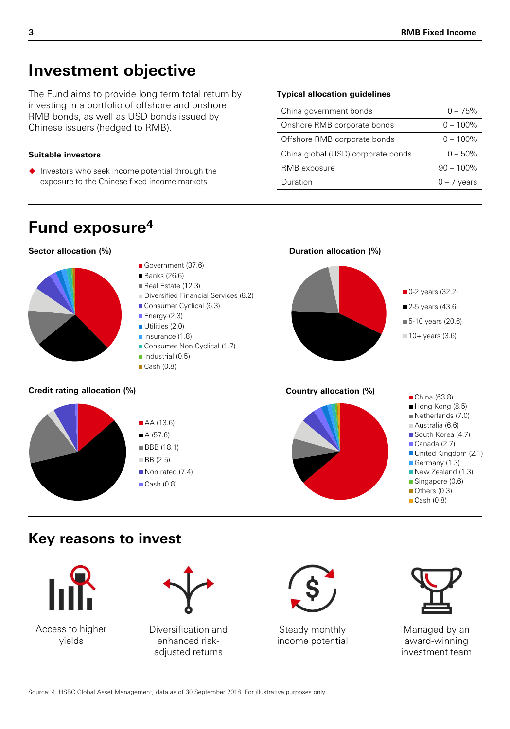# Investment objective

The Fund aims to provide long term total return by investing in a portfolio of offshore and onshore RMB bonds, as well as USD bonds issued by Chinese issuers (hedged to RMB).

### Suitable investors

- Investors who seek income potential through the exposure to the Chinese fixed income markets

### Typical allocation guidelines

| | |
|---|---|
| China government bonds | 0 – 75% |
| Onshore RMB corporate bonds | 0 – 100% |
| Offshore RMB corporate bonds | 0 – 100% |
| China global (USD) corporate bonds | 0 – 50% |
| RMB exposure | 90 – 100% |
| Duration | 0 – 7 years |

# Fund exposure[4]

### Sector allocation (%)

- Government (37.6)
- Banks (26.6)
- Real Estate (12.3)
- Diversified Financial Services (8.2)
- Consumer Cyclical (6.3)
- Energy (2.3)
- Utilities (2.0)
- Insurance (1.8)
- Consumer Non Cyclical (1.7)
- Industrial (0.5)
- Cash (0.8)

### Duration allocation (%)

- 0-2 years (32.2)
- 2-5 years (43.6)
- 5-10 years (20.6)
- 10+ years (3.6)

### Credit rating allocation (%)

- AA (13.6)
- A (57.6)
- BBB (18.1)
- BB (2.5)
- Non rated (7.4)
- Cash (0.8)

### Country allocation (%)

- China (63.8)
- Hong Kong (8.5)
- Netherlands (7.0)
- Australia (6.6)
- South Korea (4.7)
- Canada (2.7)
- United Kingdom (2.1)
- Germany (1.3)
- New Zealand (1.3)
- Singapore (0.6)
- Others (0.3)
- Cash (0.8)

# Key reasons to invest

- Access to higher yields
- Diversification and enhanced risk-adjusted returns
- Steady monthly income potential
- Managed by an award-winning investment team

Source: 4. HSBC Global Asset Management, data as of 30 September 2018. For illustrative purposes only.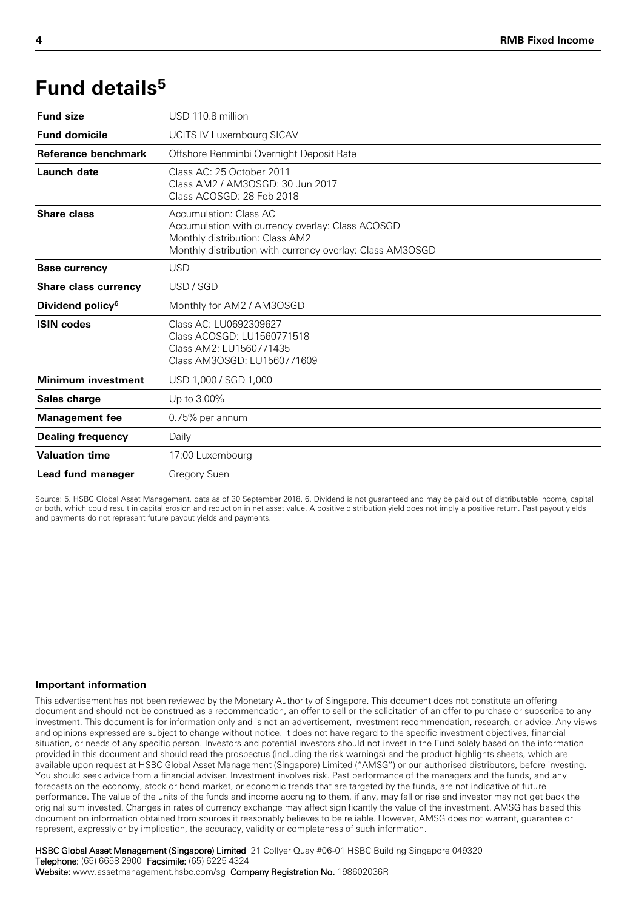# Fund details[5]

| | |
|---|---|
| **Fund size** | USD 110.8 million |
| **Fund domicile** | UCITS IV Luxembourg SICAV |
| **Reference benchmark** | Offshore Renminbi Overnight Deposit Rate |
| **Launch date** | Class AC: 25 October 2011<br>Class AM2 / AM3OSGD: 30 Jun 2017<br>Class ACOSGD: 28 Feb 2018 |
| **Share class** | Accumulation: Class AC<br>Accumulation with currency overlay: Class ACOSGD<br>Monthly distribution: Class AM2<br>Monthly distribution with currency overlay: Class AM3OSGD |
| **Base currency** | USD |
| **Share class currency** | USD / SGD |
| **Dividend policy[6]** | Monthly for AM2 / AM3OSGD |
| **ISIN codes** | Class AC: LU0692309627<br>Class ACOSGD: LU1560771518<br>Class AM2: LU1560771435<br>Class AM3OSGD: LU1560771609 |
| **Minimum investment** | USD 1,000 / SGD 1,000 |
| **Sales charge** | Up to 3.00% |
| **Management fee** | 0.75% per annum |
| **Dealing frequency** | Daily |
| **Valuation time** | 17:00 Luxembourg |
| **Lead fund manager** | Gregory Suen |

Source: 5. HSBC Global Asset Management, data as of 30 September 2018. 6. Dividend is not guaranteed and may be paid out of distributable income, capital or both, which could result in capital erosion and reduction in net asset value. A positive distribution yield does not imply a positive return. Past payout yields and payments do not represent future payout yields and payments.

**Important information**

This advertisement has not been reviewed by the Monetary Authority of Singapore. This document does not constitute an offering document and should not be construed as a recommendation, an offer to sell or the solicitation of an offer to purchase or subscribe to any investment. This document is for information only and is not an advertisement, investment recommendation, research, or advice. Any views and opinions expressed are subject to change without notice. It does not have regard to the specific investment objectives, financial situation, or needs of any specific person. Investors and potential investors should not invest in the Fund solely based on the information provided in this document and should read the prospectus (including the risk warnings) and the product highlights sheets, which are available upon request at HSBC Global Asset Management (Singapore) Limited ("AMSG") or our authorised distributors, before investing. You should seek advice from a financial adviser. Investment involves risk. Past performance of the managers and the funds, and any forecasts on the economy, stock or bond market, or economic trends that are targeted by the funds, are not indicative of future performance. The value of the units of the funds and income accruing to them, if any, may fall or rise and investor may not get back the original sum invested. Changes in rates of currency exchange may affect significantly the value of the investment. AMSG has based this document on information obtained from sources it reasonably believes to be reliable. However, AMSG does not warrant, guarantee or represent, expressly or by implication, the accuracy, validity or completeness of such information.

HSBC Global Asset Management (Singapore) Limited 21 Collyer Quay #06-01 HSBC Building Singapore 049320
Telephone: (65) 6658 2900 Facsimile: (65) 6225 4324
Website: www.assetmanagement.hsbc.com/sg Company Registration No. 198602036R